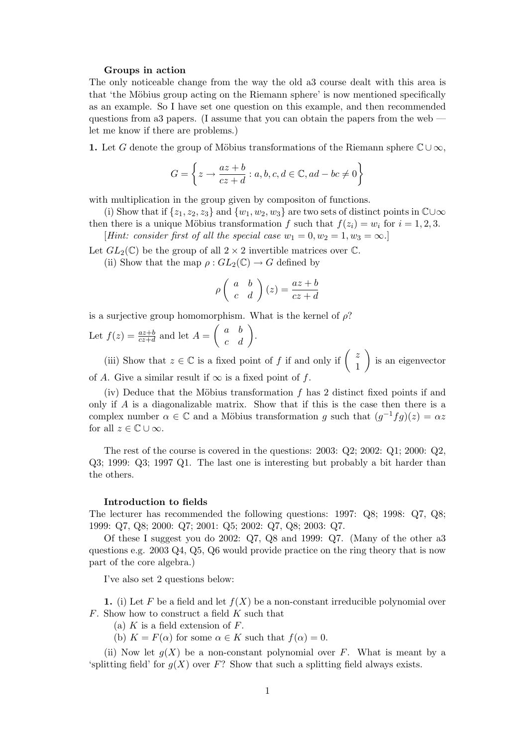**Groups in action**

The only noticeable change from the way the old a3 course dealt with this area is that 'the Möbius group acting on the Riemann sphere' is now mentioned specifically as an example. So I have set one question on this example, and then recommended questions from a3 papers. (I assume that you can obtain the papers from the web — let me know if there are problems.)

**1.** Let $G$ denote the group of Möbius transformations of the Riemann sphere $\mathbb{C} \cup \infty$,

$$G = \left\{ z \to \frac{az+b}{cz+d} : a, b, c, d \in \mathbb{C}, ad - bc \neq 0 \right\}$$

with multiplication in the group given by compositon of functions.

(i) Show that if $\{z_1, z_2, z_3\}$ and $\{w_1, w_2, w_3\}$ are two sets of distinct points in $\mathbb{C} \cup \infty$ then there is a unique Möbius transformation $f$ such that $f(z_i) = w_i$ for $i = 1, 2, 3$.

[*Hint: consider first of all the special case $w_1 = 0, w_2 = 1, w_3 = \infty$.*]

Let $GL_2(\mathbb{C})$ be the group of all $2 \times 2$ invertible matrices over $\mathbb{C}$.

(ii) Show that the map $\rho : GL_2(\mathbb{C}) \to G$ defined by

$$\rho \begin{pmatrix} a & b \\ c & d \end{pmatrix} (z) = \frac{az+b}{cz+d}$$

is a surjective group homomorphism. What is the kernel of $\rho$?

Let $f(z) = \frac{az+b}{cz+d}$ and let $A = \begin{pmatrix} a & b \\ c & d \end{pmatrix}$.

(iii) Show that $z \in \mathbb{C}$ is a fixed point of $f$ if and only if $\begin{pmatrix} z \\ 1 \end{pmatrix}$ is an eigenvector of $A$. Give a similar result if $\infty$ is a fixed point of $f$.

(iv) Deduce that the Möbius transformation $f$ has 2 distinct fixed points if and only if $A$ is a diagonalizable matrix. Show that if this is the case then there is a complex number $\alpha \in \mathbb{C}$ and a Möbius transformation $g$ such that $(g^{-1}fg)(z) = \alpha z$ for all $z \in \mathbb{C} \cup \infty$.

The rest of the course is covered in the questions: 2003: Q2; 2002: Q1; 2000: Q2, Q3; 1999: Q3; 1997 Q1. The last one is interesting but probably a bit harder than the others.

**Introduction to fields**

The lecturer has recommended the following questions: 1997: Q8; 1998: Q7, Q8; 1999: Q7, Q8; 2000: Q7; 2001: Q5; 2002: Q7, Q8; 2003: Q7.

Of these I suggest you do 2002: Q7, Q8 and 1999: Q7. (Many of the other a3 questions e.g. 2003 Q4, Q5, Q6 would provide practice on the ring theory that is now part of the core algebra.)

I've also set 2 questions below:

**1.** (i) Let $F$ be a field and let $f(X)$ be a non-constant irreducible polynomial over $F$. Show how to construct a field $K$ such that

(a) $K$ is a field extension of $F$.

(b) $K = F(\alpha)$ for some $\alpha \in K$ such that $f(\alpha) = 0$.

(ii) Now let $g(X)$ be a non-constant polynomial over $F$. What is meant by a 'splitting field' for $g(X)$ over $F$? Show that such a splitting field always exists.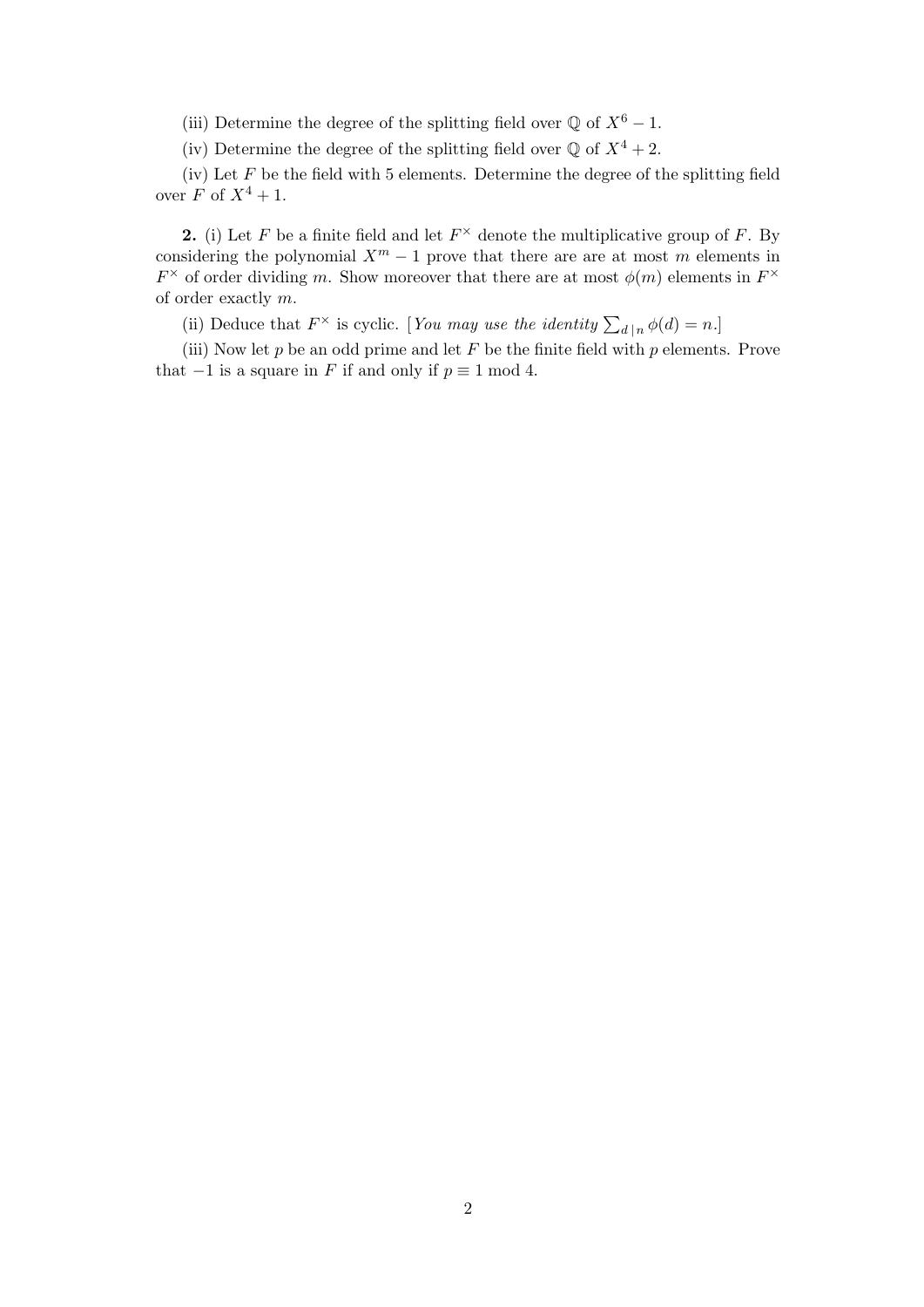(iii) Determine the degree of the splitting field over $\mathbb{Q}$ of $X^6 - 1$.

(iv) Determine the degree of the splitting field over $\mathbb{Q}$ of $X^4 + 2$.

(iv) Let $F$ be the field with 5 elements. Determine the degree of the splitting field over $F$ of $X^4 + 1$.

**2.** (i) Let $F$ be a finite field and let $F^\times$ denote the multiplicative group of $F$. By considering the polynomial $X^m - 1$ prove that there are are at most $m$ elements in $F^\times$ of order dividing $m$. Show moreover that there are at most $\phi(m)$ elements in $F^\times$ of order exactly $m$.

(ii) Deduce that $F^\times$ is cyclic. [*You may use the identity* $\sum_{d\,|\,n} \phi(d) = n$.]

(iii) Now let $p$ be an odd prime and let $F$ be the finite field with $p$ elements. Prove that $-1$ is a square in $F$ if and only if $p \equiv 1 \bmod 4$.